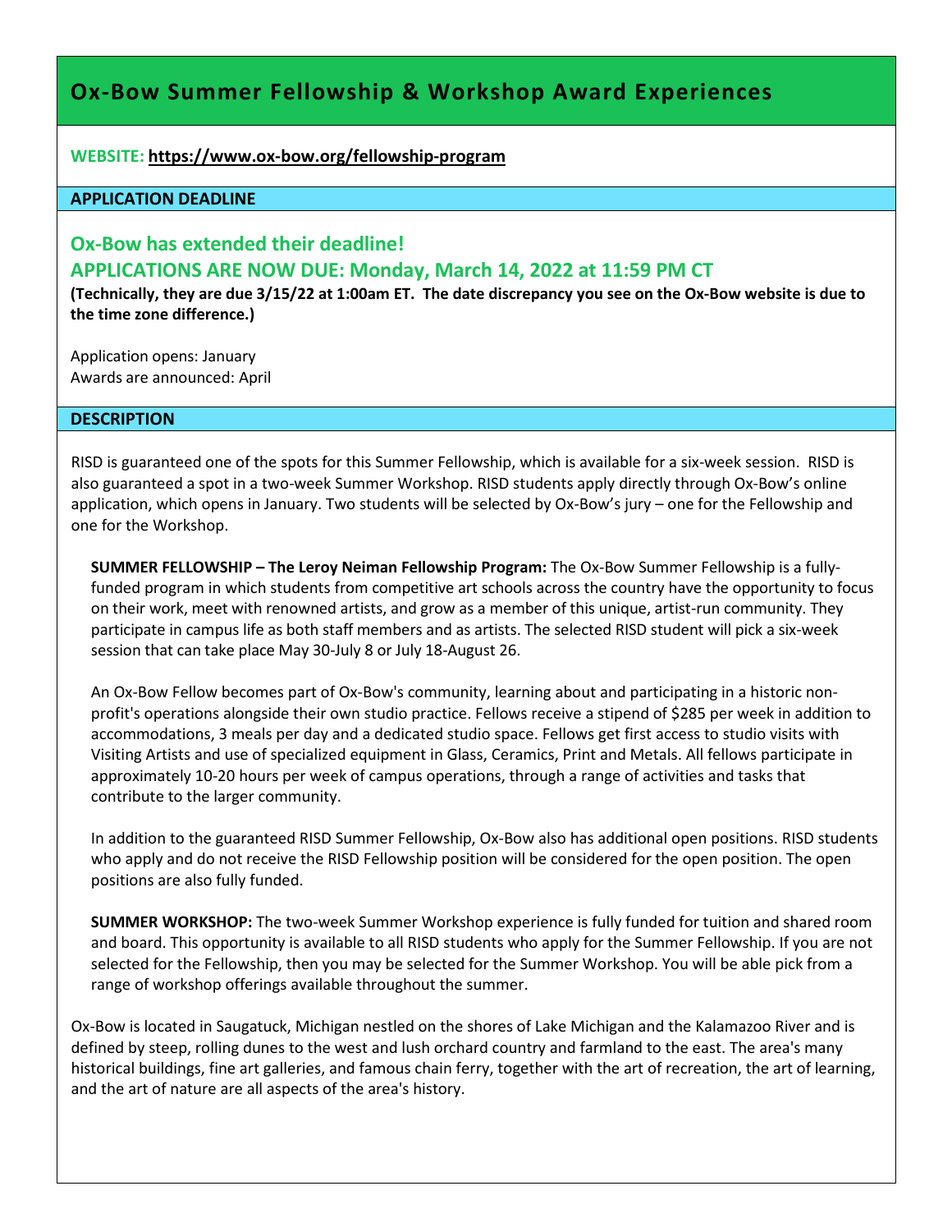# Ox-Bow Summer Fellowship & Workshop Award Experiences

**WEBSITE: https://www.ox-bow.org/fellowship-program**

## APPLICATION DEADLINE

### Ox-Bow has extended their deadline!

### APPLICATIONS ARE NOW DUE: Monday, March 14, 2022 at 11:59 PM CT

**(Technically, they are due 3/15/22 at 1:00am ET. The date discrepancy you see on the Ox-Bow website is due to the time zone difference.)**

Application opens: January
Awards are announced: April

## DESCRIPTION

RISD is guaranteed one of the spots for this Summer Fellowship, which is available for a six-week session. RISD is also guaranteed a spot in a two-week Summer Workshop. RISD students apply directly through Ox-Bow's online application, which opens in January. Two students will be selected by Ox-Bow's jury – one for the Fellowship and one for the Workshop.

**SUMMER FELLOWSHIP – The Leroy Neiman Fellowship Program:** The Ox-Bow Summer Fellowship is a fully-funded program in which students from competitive art schools across the country have the opportunity to focus on their work, meet with renowned artists, and grow as a member of this unique, artist-run community. They participate in campus life as both staff members and as artists. The selected RISD student will pick a six-week session that can take place May 30-July 8 or July 18-August 26.

An Ox-Bow Fellow becomes part of Ox-Bow's community, learning about and participating in a historic non-profit's operations alongside their own studio practice. Fellows receive a stipend of $285 per week in addition to accommodations, 3 meals per day and a dedicated studio space. Fellows get first access to studio visits with Visiting Artists and use of specialized equipment in Glass, Ceramics, Print and Metals. All fellows participate in approximately 10-20 hours per week of campus operations, through a range of activities and tasks that contribute to the larger community.

In addition to the guaranteed RISD Summer Fellowship, Ox-Bow also has additional open positions. RISD students who apply and do not receive the RISD Fellowship position will be considered for the open position. The open positions are also fully funded.

**SUMMER WORKSHOP:** The two-week Summer Workshop experience is fully funded for tuition and shared room and board. This opportunity is available to all RISD students who apply for the Summer Fellowship. If you are not selected for the Fellowship, then you may be selected for the Summer Workshop. You will be able pick from a range of workshop offerings available throughout the summer.

Ox-Bow is located in Saugatuck, Michigan nestled on the shores of Lake Michigan and the Kalamazoo River and is defined by steep, rolling dunes to the west and lush orchard country and farmland to the east. The area's many historical buildings, fine art galleries, and famous chain ferry, together with the art of recreation, the art of learning, and the art of nature are all aspects of the area's history.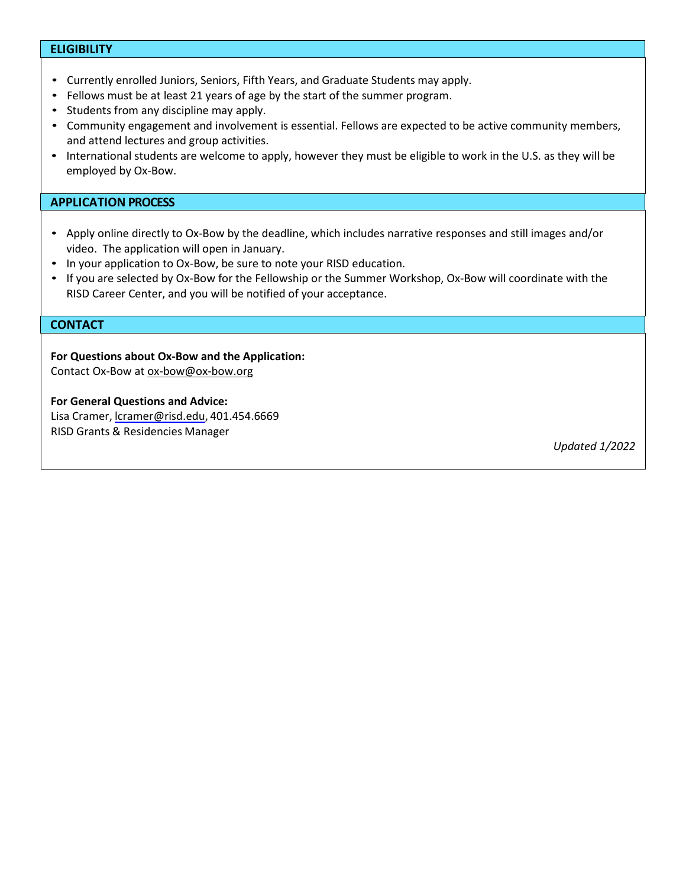## ELIGIBILITY

- Currently enrolled Juniors, Seniors, Fifth Years, and Graduate Students may apply.
- Fellows must be at least 21 years of age by the start of the summer program.
- Students from any discipline may apply.
- Community engagement and involvement is essential. Fellows are expected to be active community members, and attend lectures and group activities.
- International students are welcome to apply, however they must be eligible to work in the U.S. as they will be employed by Ox-Bow.

## APPLICATION PROCESS

- Apply online directly to Ox-Bow by the deadline, which includes narrative responses and still images and/or video. The application will open in January.
- In your application to Ox-Bow, be sure to note your RISD education.
- If you are selected by Ox-Bow for the Fellowship or the Summer Workshop, Ox-Bow will coordinate with the RISD Career Center, and you will be notified of your acceptance.

## CONTACT

**For Questions about Ox-Bow and the Application:**
Contact Ox-Bow at ox-bow@ox-bow.org

**For General Questions and Advice:**
Lisa Cramer, lcramer@risd.edu, 401.454.6669
RISD Grants & Residencies Manager

*Updated 1/2022*